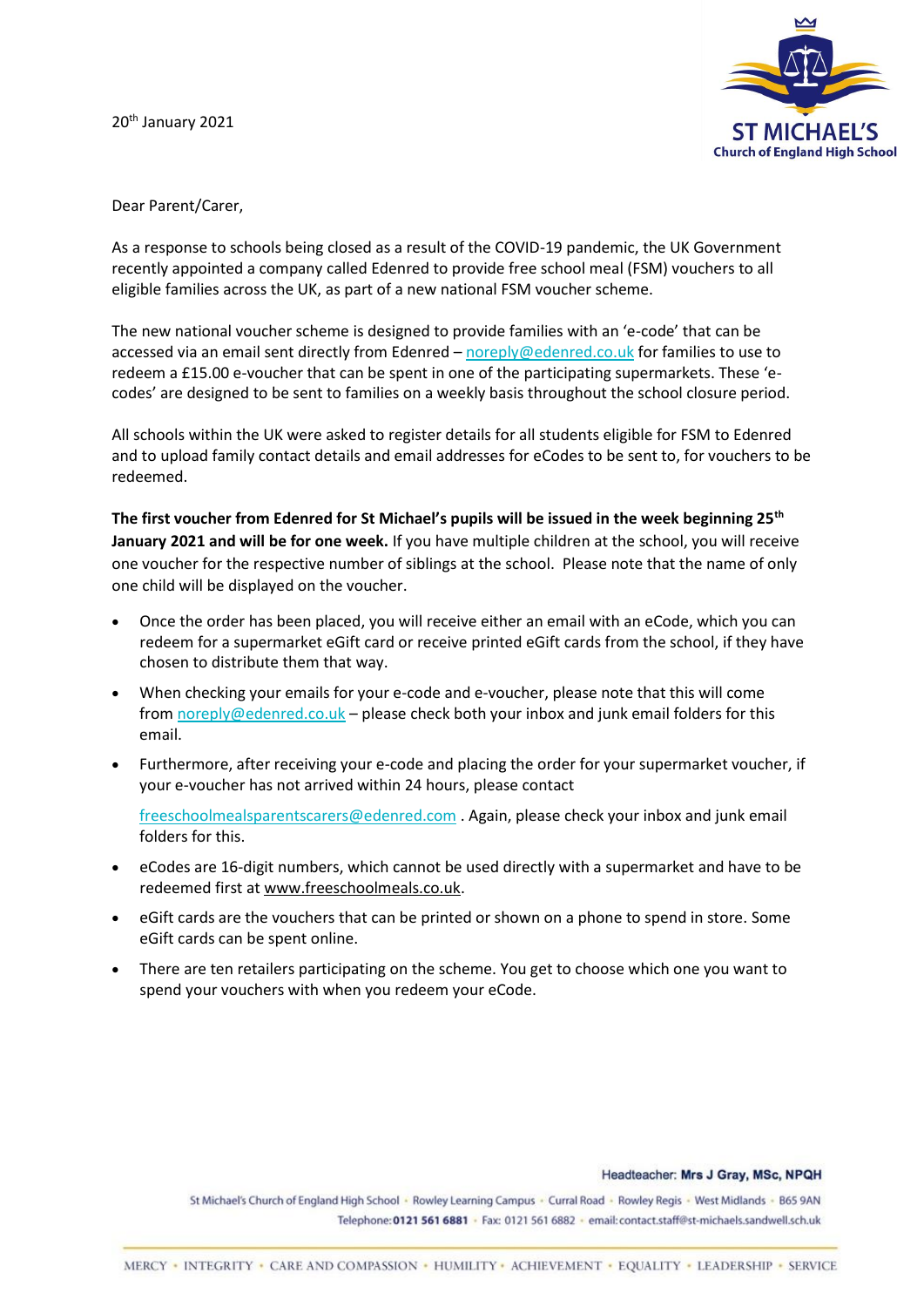20th January 2021

**ST MICHAEL'S**
**Church of England High School**

Dear Parent/Carer,

As a response to schools being closed as a result of the COVID-19 pandemic, the UK Government recently appointed a company called Edenred to provide free school meal (FSM) vouchers to all eligible families across the UK, as part of a new national FSM voucher scheme.

The new national voucher scheme is designed to provide families with an 'e-code' that can be accessed via an email sent directly from Edenred – noreply@edenred.co.uk for families to use to redeem a £15.00 e-voucher that can be spent in one of the participating supermarkets. These 'e-codes' are designed to be sent to families on a weekly basis throughout the school closure period.

All schools within the UK were asked to register details for all students eligible for FSM to Edenred and to upload family contact details and email addresses for eCodes to be sent to, for vouchers to be redeemed.

**The first voucher from Edenred for St Michael's pupils will be issued in the week beginning 25th January 2021 and will be for one week.** If you have multiple children at the school, you will receive one voucher for the respective number of siblings at the school. Please note that the name of only one child will be displayed on the voucher.

- Once the order has been placed, you will receive either an email with an eCode, which you can redeem for a supermarket eGift card or receive printed eGift cards from the school, if they have chosen to distribute them that way.
- When checking your emails for your e-code and e-voucher, please note that this will come from noreply@edenred.co.uk – please check both your inbox and junk email folders for this email.
- Furthermore, after receiving your e-code and placing the order for your supermarket voucher, if your e-voucher has not arrived within 24 hours, please contact

  freeschoolmealsparentscarers@edenred.com . Again, please check your inbox and junk email folders for this.
- eCodes are 16-digit numbers, which cannot be used directly with a supermarket and have to be redeemed first at www.freeschoolmeals.co.uk.
- eGift cards are the vouchers that can be printed or shown on a phone to spend in store. Some eGift cards can be spent online.
- There are ten retailers participating on the scheme. You get to choose which one you want to spend your vouchers with when you redeem your eCode.

Headteacher: **Mrs J Gray, MSc, NPQH**

St Michael's Church of England High School · Rowley Learning Campus · Curral Road · Rowley Regis · West Midlands · B65 9AN
Telephone: **0121 561 6881** · Fax: 0121 561 6882 · email: contact.staff@st-michaels.sandwell.sch.uk

MERCY · INTEGRITY · CARE AND COMPASSION · HUMILITY · ACHIEVEMENT · EQUALITY · LEADERSHIP · SERVICE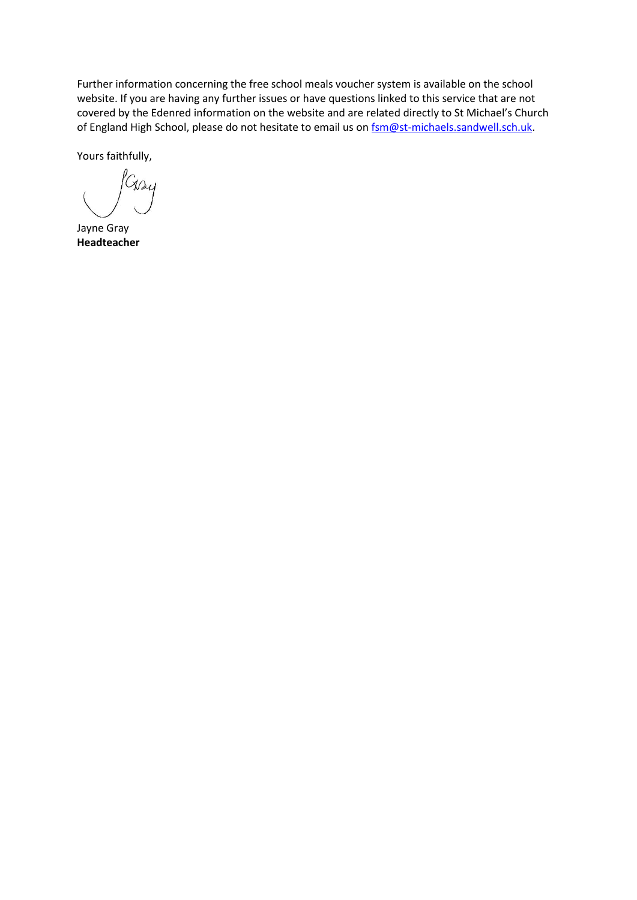Further information concerning the free school meals voucher system is available on the school website. If you are having any further issues or have questions linked to this service that are not covered by the Edenred information on the website and are related directly to St Michael's Church of England High School, please do not hesitate to email us on fsm@st-michaels.sandwell.sch.uk.

Yours faithfully,

Jayne Gray
**Headteacher**